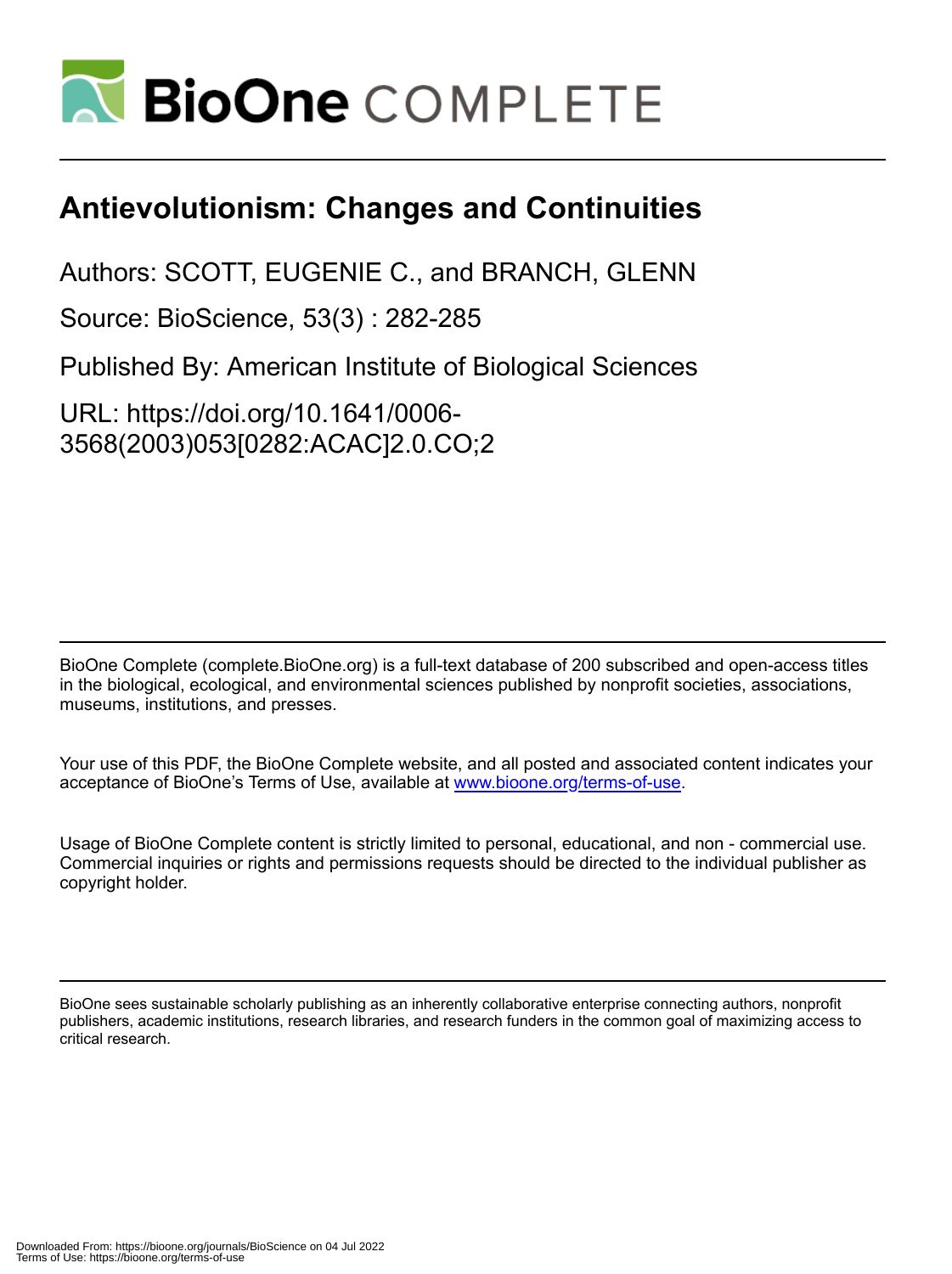# Antievolutionism: Changes and Continuities

Authors: SCOTT, EUGENIE C., and BRANCH, GLENN

Source: BioScience, 53(3) : 282-285

Published By: American Institute of Biological Sciences

URL: https://doi.org/10.1641/0006-3568(2003)053[0282:ACAC]2.0.CO;2

BioOne Complete (complete.BioOne.org) is a full-text database of 200 subscribed and open-access titles in the biological, ecological, and environmental sciences published by nonprofit societies, associations, museums, institutions, and presses.

Your use of this PDF, the BioOne Complete website, and all posted and associated content indicates your acceptance of BioOne's Terms of Use, available at www.bioone.org/terms-of-use.

Usage of BioOne Complete content is strictly limited to personal, educational, and non - commercial use. Commercial inquiries or rights and permissions requests should be directed to the individual publisher as copyright holder.

BioOne sees sustainable scholarly publishing as an inherently collaborative enterprise connecting authors, nonprofit publishers, academic institutions, research libraries, and research funders in the common goal of maximizing access to critical research.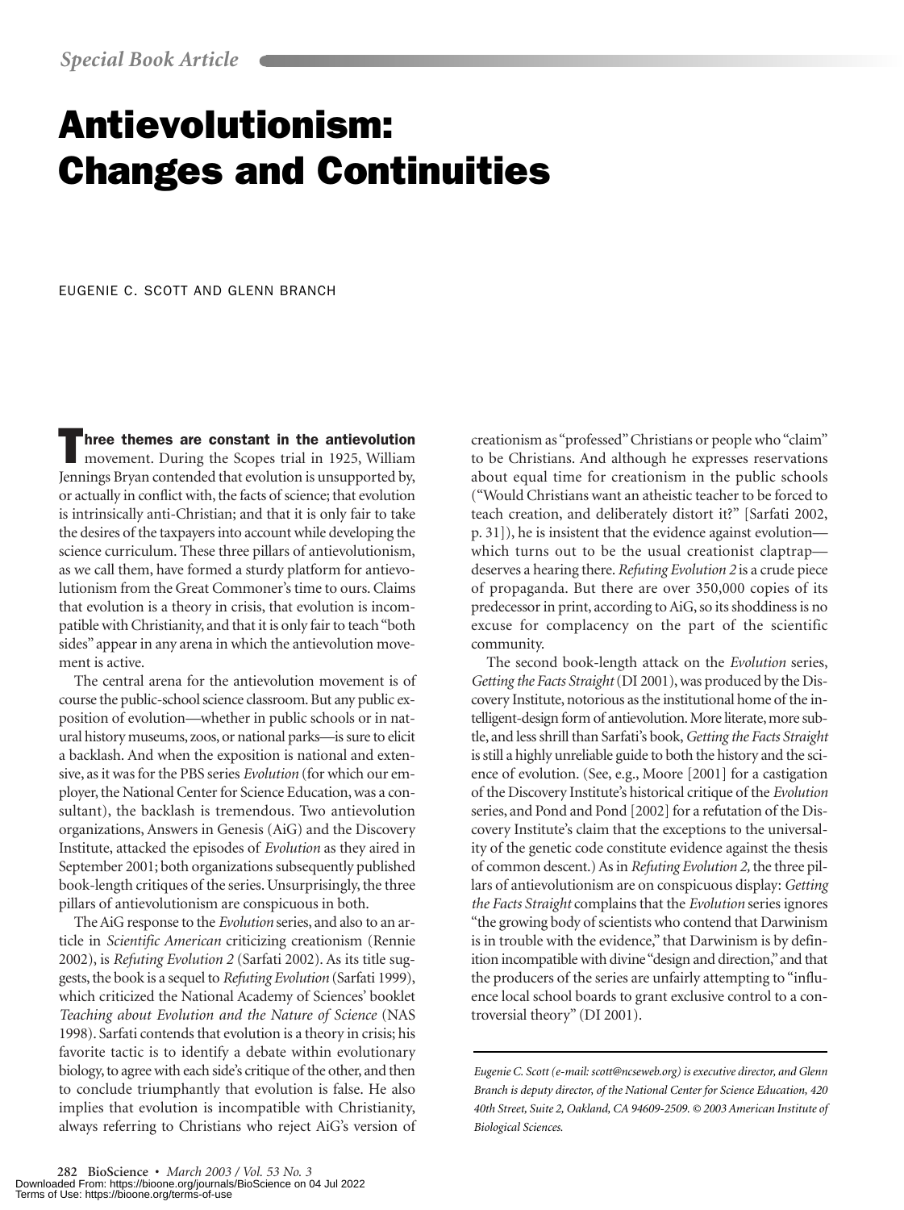*Special Book Article*

# Antievolutionism: Changes and Continuities

EUGENIE C. SCOTT AND GLENN BRANCH

**Three themes are constant in the antievolution** movement. During the Scopes trial in 1925, William Jennings Bryan contended that evolution is unsupported by, or actually in conflict with, the facts of science; that evolution is intrinsically anti-Christian; and that it is only fair to take the desires of the taxpayers into account while developing the science curriculum. These three pillars of antievolutionism, as we call them, have formed a sturdy platform for antievolutionism from the Great Commoner's time to ours. Claims that evolution is a theory in crisis, that evolution is incompatible with Christianity, and that it is only fair to teach "both sides" appear in any arena in which the antievolution movement is active.

The central arena for the antievolution movement is of course the public-school science classroom. But any public exposition of evolution—whether in public schools or in natural history museums, zoos, or national parks—is sure to elicit a backlash. And when the exposition is national and extensive, as it was for the PBS series *Evolution* (for which our employer, the National Center for Science Education, was a consultant), the backlash is tremendous. Two antievolution organizations, Answers in Genesis (AiG) and the Discovery Institute, attacked the episodes of *Evolution* as they aired in September 2001; both organizations subsequently published book-length critiques of the series. Unsurprisingly, the three pillars of antievolutionism are conspicuous in both.

The AiG response to the *Evolution* series, and also to an article in *Scientific American* criticizing creationism (Rennie 2002), is *Refuting Evolution 2* (Sarfati 2002). As its title suggests, the book is a sequel to *Refuting Evolution* (Sarfati 1999), which criticized the National Academy of Sciences' booklet *Teaching about Evolution and the Nature of Science* (NAS 1998). Sarfati contends that evolution is a theory in crisis; his favorite tactic is to identify a debate within evolutionary biology, to agree with each side's critique of the other, and then to conclude triumphantly that evolution is false. He also implies that evolution is incompatible with Christianity, always referring to Christians who reject AiG's version of creationism as "professed" Christians or people who "claim" to be Christians. And although he expresses reservations about equal time for creationism in the public schools ("Would Christians want an atheistic teacher to be forced to teach creation, and deliberately distort it?" [Sarfati 2002, p. 31]), he is insistent that the evidence against evolution—which turns out to be the usual creationist claptrap—deserves a hearing there. *Refuting Evolution 2* is a crude piece of propaganda. But there are over 350,000 copies of its predecessor in print, according to AiG, so its shoddiness is no excuse for complacency on the part of the scientific community.

The second book-length attack on the *Evolution* series, *Getting the Facts Straight* (DI 2001), was produced by the Discovery Institute, notorious as the institutional home of the intelligent-design form of antievolution. More literate, more subtle, and less shrill than Sarfati's book, *Getting the Facts Straight* is still a highly unreliable guide to both the history and the science of evolution. (See, e.g., Moore [2001] for a castigation of the Discovery Institute's historical critique of the *Evolution* series, and Pond and Pond [2002] for a refutation of the Discovery Institute's claim that the exceptions to the universality of the genetic code constitute evidence against the thesis of common descent.) As in *Refuting Evolution 2,* the three pillars of antievolutionism are on conspicuous display: *Getting the Facts Straight* complains that the *Evolution* series ignores "the growing body of scientists who contend that Darwinism is in trouble with the evidence," that Darwinism is by definition incompatible with divine "design and direction," and that the producers of the series are unfairly attempting to "influence local school boards to grant exclusive control to a controversial theory" (DI 2001).

---

*Eugenie C. Scott (e-mail: scott@ncseweb.org) is executive director, and Glenn Branch is deputy director, of the National Center for Science Education, 420 40th Street, Suite 2, Oakland, CA 94609-2509. © 2003 American Institute of Biological Sciences.*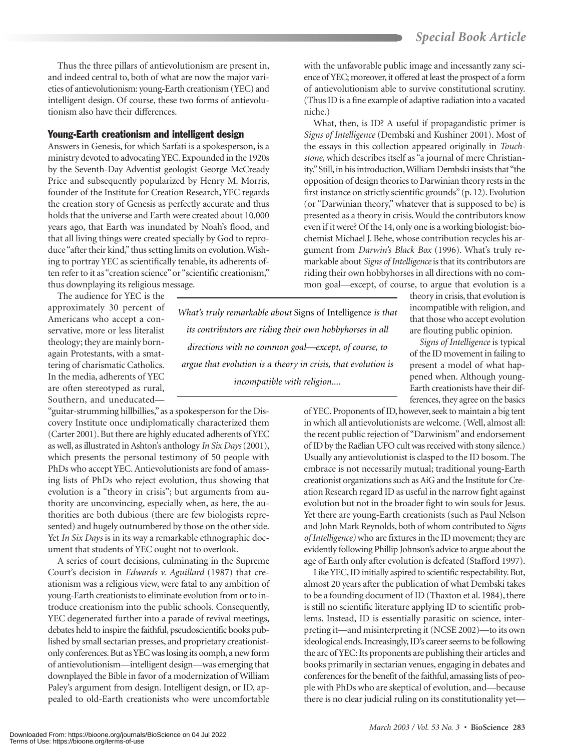Thus the three pillars of antievolutionism are present in, and indeed central to, both of what are now the major varieties of antievolutionism: young-Earth creationism (YEC) and intelligent design. Of course, these two forms of antievolutionism also have their differences.

## Young-Earth creationism and intelligent design

Answers in Genesis, for which Sarfati is a spokesperson, is a ministry devoted to advocating YEC. Expounded in the 1920s by the Seventh-Day Adventist geologist George McCready Price and subsequently popularized by Henry M. Morris, founder of the Institute for Creation Research, YEC regards the creation story of Genesis as perfectly accurate and thus holds that the universe and Earth were created about 10,000 years ago, that Earth was inundated by Noah's flood, and that all living things were created specially by God to reproduce "after their kind," thus setting limits on evolution. Wishing to portray YEC as scientifically tenable, its adherents often refer to it as "creation science" or "scientific creationism," thus downplaying its religious message.

The audience for YEC is the approximately 30 percent of Americans who accept a conservative, more or less literalist theology; they are mainly born-again Protestants, with a smattering of charismatic Catholics. In the media, adherents of YEC are often stereotyped as rural, Southern, and uneducated—"guitar-strumming hillbillies," as a spokesperson for the Discovery Institute once undiplomatically characterized them (Carter 2001). But there are highly educated adherents of YEC as well, as illustrated in Ashton's anthology *In Six Days* (2001), which presents the personal testimony of 50 people with PhDs who accept YEC. Antievolutionists are fond of amassing lists of PhDs who reject evolution, thus showing that evolution is a "theory in crisis"; but arguments from authority are unconvincing, especially when, as here, the authorities are both dubious (there are few biologists represented) and hugely outnumbered by those on the other side. Yet *In Six Days* is in its way a remarkable ethnographic document that students of YEC ought not to overlook.

A series of court decisions, culminating in the Supreme Court's decision in *Edwards v. Aguillard* (1987) that creationism was a religious view, were fatal to any ambition of young-Earth creationists to eliminate evolution from or to introduce creationism into the public schools. Consequently, YEC degenerated further into a parade of revival meetings, debates held to inspire the faithful, pseudoscientific books published by small sectarian presses, and proprietary creationist-only conferences. But as YEC was losing its oomph, a new form of antievolutionism—intelligent design—was emerging that downplayed the Bible in favor of a modernization of William Paley's argument from design. Intelligent design, or ID, appealed to old-Earth creationists who were uncomfortable with the unfavorable public image and incessantly zany science of YEC; moreover, it offered at least the prospect of a form of antievolutionism able to survive constitutional scrutiny. (Thus ID is a fine example of adaptive radiation into a vacated niche.)

What, then, is ID? A useful if propagandistic primer is *Signs of Intelligence* (Dembski and Kushiner 2001). Most of the essays in this collection appeared originally in *Touchstone,* which describes itself as "a journal of mere Christianity." Still, in his introduction, William Dembski insists that "the opposition of design theories to Darwinian theory rests in the first instance on strictly scientific grounds" (p. 12). Evolution (or "Darwinian theory," whatever that is supposed to be) is presented as a theory in crisis. Would the contributors know even if it were? Of the 14, only one is a working biologist: biochemist Michael J. Behe, whose contribution recycles his argument from *Darwin's Black Box* (1996). What's truly remarkable about *Signs of Intelligence* is that its contributors are riding their own hobbyhorses in all directions with no common goal—except, of course, to argue that evolution is a theory in crisis, that evolution is incompatible with religion, and that those who accept evolution are flouting public opinion.

> *What's truly remarkable about* Signs of Intelligence *is that its contributors are riding their own hobbyhorses in all directions with no common goal—except, of course, to argue that evolution is a theory in crisis, that evolution is incompatible with religion....*

*Signs of Intelligence* is typical of the ID movement in failing to present a model of what happened when. Although young-Earth creationists have their differences, they agree on the basics of YEC. Proponents of ID, however, seek to maintain a big tent in which all antievolutionists are welcome. (Well, almost all: the recent public rejection of "Darwinism" and endorsement of ID by the Raëlian UFO cult was received with stony silence.) Usually any antievolutionist is clasped to the ID bosom. The embrace is not necessarily mutual; traditional young-Earth creationist organizations such as AiG and the Institute for Creation Research regard ID as useful in the narrow fight against evolution but not in the broader fight to win souls for Jesus. Yet there are young-Earth creationists (such as Paul Nelson and John Mark Reynolds, both of whom contributed to *Signs of Intelligence)* who are fixtures in the ID movement; they are evidently following Phillip Johnson's advice to argue about the age of Earth only after evolution is defeated (Stafford 1997).

Like YEC, ID initially aspired to scientific respectability. But, almost 20 years after the publication of what Dembski takes to be a founding document of ID (Thaxton et al. 1984), there is still no scientific literature applying ID to scientific problems. Instead, ID is essentially parasitic on science, interpreting it—and misinterpreting it (NCSE 2002)—to its own ideological ends. Increasingly, ID's career seems to be following the arc of YEC: Its proponents are publishing their articles and books primarily in sectarian venues, engaging in debates and conferences for the benefit of the faithful, amassing lists of people with PhDs who are skeptical of evolution, and—because there is no clear judicial ruling on its constitutionality yet—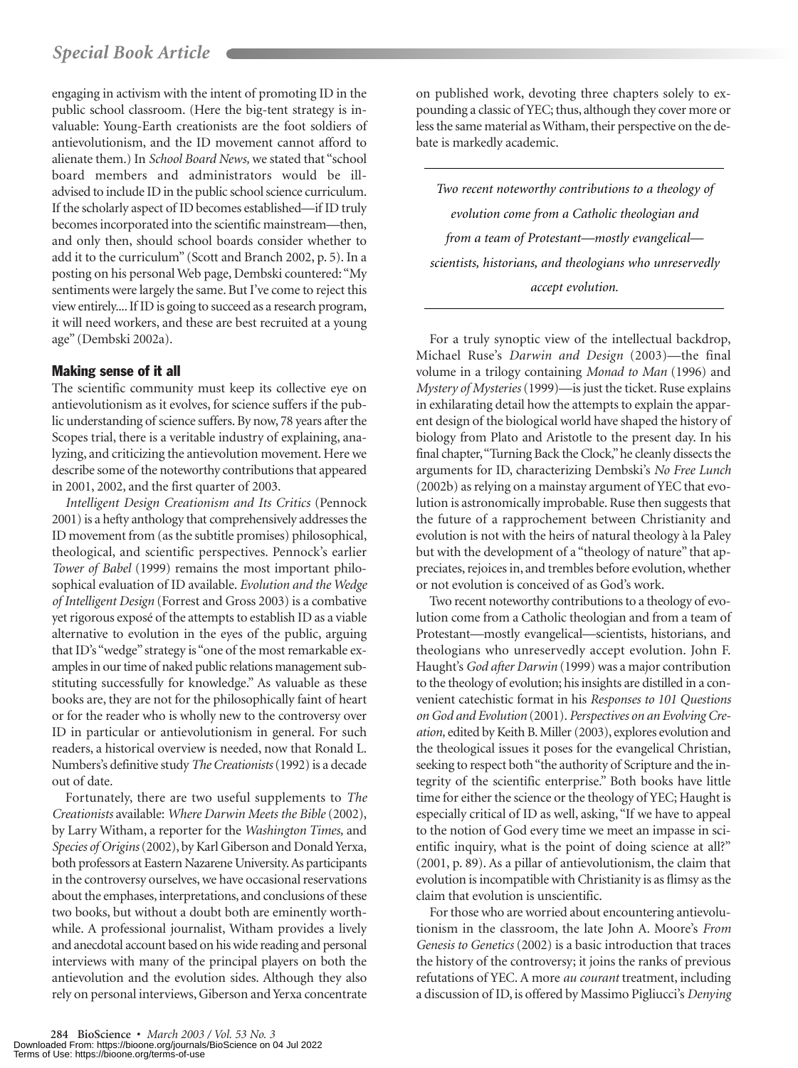engaging in activism with the intent of promoting ID in the public school classroom. (Here the big-tent strategy is invaluable: Young-Earth creationists are the foot soldiers of antievolutionism, and the ID movement cannot afford to alienate them.) In *School Board News,* we stated that "school board members and administrators would be ill-advised to include ID in the public school science curriculum. If the scholarly aspect of ID becomes established—if ID truly becomes incorporated into the scientific mainstream—then, and only then, should school boards consider whether to add it to the curriculum" (Scott and Branch 2002, p. 5). In a posting on his personal Web page, Dembski countered: "My sentiments were largely the same. But I've come to reject this view entirely.... If ID is going to succeed as a research program, it will need workers, and these are best recruited at a young age" (Dembski 2002a).

## Making sense of it all

The scientific community must keep its collective eye on antievolutionism as it evolves, for science suffers if the public understanding of science suffers. By now, 78 years after the Scopes trial, there is a veritable industry of explaining, analyzing, and criticizing the antievolution movement. Here we describe some of the noteworthy contributions that appeared in 2001, 2002, and the first quarter of 2003.

*Intelligent Design Creationism and Its Critics* (Pennock 2001) is a hefty anthology that comprehensively addresses the ID movement from (as the subtitle promises) philosophical, theological, and scientific perspectives. Pennock's earlier *Tower of Babel* (1999) remains the most important philosophical evaluation of ID available. *Evolution and the Wedge of Intelligent Design* (Forrest and Gross 2003) is a combative yet rigorous exposé of the attempts to establish ID as a viable alternative to evolution in the eyes of the public, arguing that ID's "wedge" strategy is "one of the most remarkable examples in our time of naked public relations management substituting successfully for knowledge." As valuable as these books are, they are not for the philosophically faint of heart or for the reader who is wholly new to the controversy over ID in particular or antievolutionism in general. For such readers, a historical overview is needed, now that Ronald L. Numbers's definitive study *The Creationists* (1992) is a decade out of date.

Fortunately, there are two useful supplements to *The Creationists* available: *Where Darwin Meets the Bible* (2002), by Larry Witham, a reporter for the *Washington Times,* and *Species of Origins* (2002), by Karl Giberson and Donald Yerxa, both professors at Eastern Nazarene University. As participants in the controversy ourselves, we have occasional reservations about the emphases, interpretations, and conclusions of these two books, but without a doubt both are eminently worthwhile. A professional journalist, Witham provides a lively and anecdotal account based on his wide reading and personal interviews with many of the principal players on both the antievolution and the evolution sides. Although they also rely on personal interviews, Giberson and Yerxa concentrate on published work, devoting three chapters solely to expounding a classic of YEC; thus, although they cover more or less the same material as Witham, their perspective on the debate is markedly academic.

*Two recent noteworthy contributions to a theology of evolution come from a Catholic theologian and from a team of Protestant—mostly evangelical—scientists, historians, and theologians who unreservedly accept evolution.*

For a truly synoptic view of the intellectual backdrop, Michael Ruse's *Darwin and Design* (2003)—the final volume in a trilogy containing *Monad to Man* (1996) and *Mystery of Mysteries* (1999)—is just the ticket. Ruse explains in exhilarating detail how the attempts to explain the apparent design of the biological world have shaped the history of biology from Plato and Aristotle to the present day. In his final chapter, "Turning Back the Clock," he cleanly dissects the arguments for ID, characterizing Dembski's *No Free Lunch* (2002b) as relying on a mainstay argument of YEC that evolution is astronomically improbable. Ruse then suggests that the future of a rapprochement between Christianity and evolution is not with the heirs of natural theology à la Paley but with the development of a "theology of nature" that appreciates, rejoices in, and trembles before evolution, whether or not evolution is conceived of as God's work.

Two recent noteworthy contributions to a theology of evolution come from a Catholic theologian and from a team of Protestant—mostly evangelical—scientists, historians, and theologians who unreservedly accept evolution. John F. Haught's *God after Darwin* (1999) was a major contribution to the theology of evolution; his insights are distilled in a convenient catechistic format in his *Responses to 101 Questions on God and Evolution* (2001). *Perspectives on an Evolving Creation,* edited by Keith B. Miller (2003), explores evolution and the theological issues it poses for the evangelical Christian, seeking to respect both "the authority of Scripture and the integrity of the scientific enterprise." Both books have little time for either the science or the theology of YEC; Haught is especially critical of ID as well, asking, "If we have to appeal to the notion of God every time we meet an impasse in scientific inquiry, what is the point of doing science at all?" (2001, p. 89). As a pillar of antievolutionism, the claim that evolution is incompatible with Christianity is as flimsy as the claim that evolution is unscientific.

For those who are worried about encountering antievolutionism in the classroom, the late John A. Moore's *From Genesis to Genetics* (2002) is a basic introduction that traces the history of the controversy; it joins the ranks of previous refutations of YEC. A more *au courant* treatment, including a discussion of ID, is offered by Massimo Pigliucci's *Denying*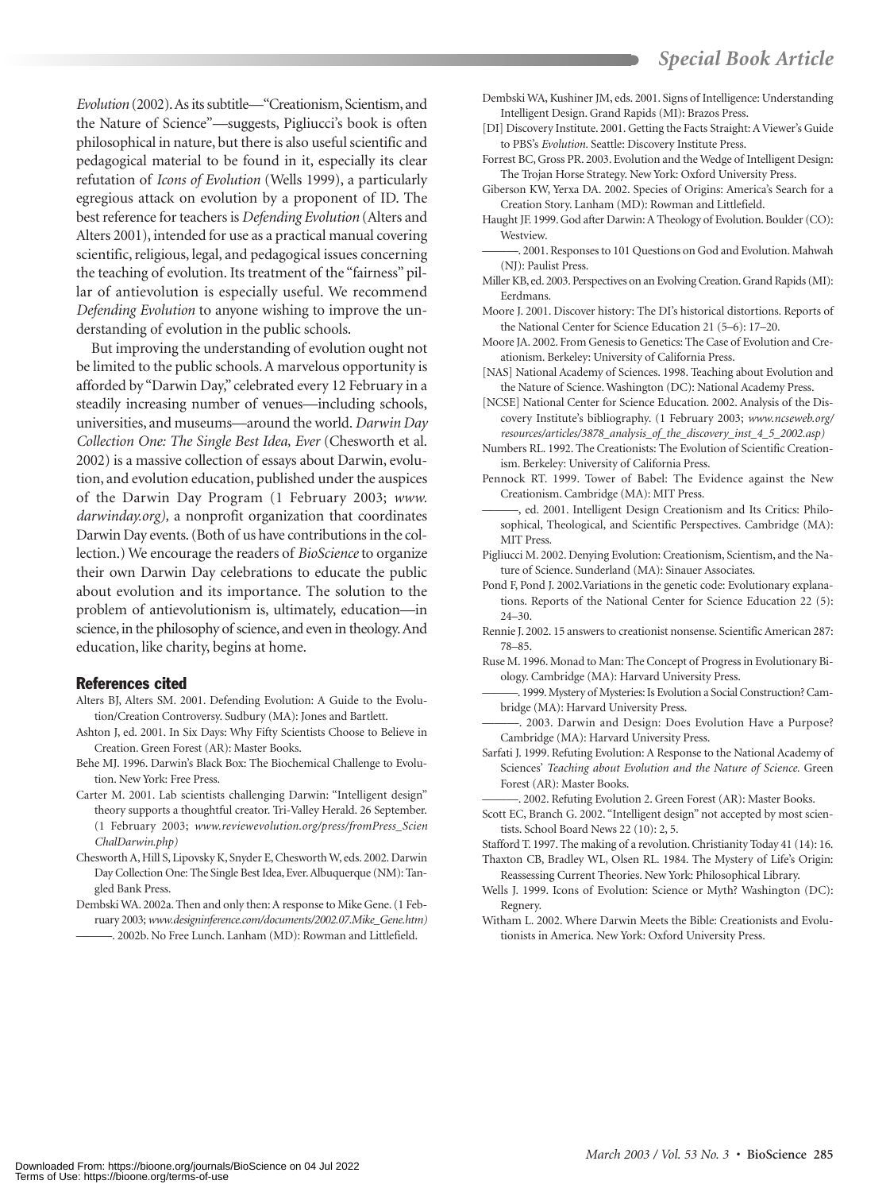*Evolution* (2002). As its subtitle—"Creationism, Scientism, and the Nature of Science"—suggests, Pigliucci's book is often philosophical in nature, but there is also useful scientific and pedagogical material to be found in it, especially its clear refutation of *Icons of Evolution* (Wells 1999), a particularly egregious attack on evolution by a proponent of ID. The best reference for teachers is *Defending Evolution* (Alters and Alters 2001), intended for use as a practical manual covering scientific, religious, legal, and pedagogical issues concerning the teaching of evolution. Its treatment of the "fairness" pillar of antievolution is especially useful. We recommend *Defending Evolution* to anyone wishing to improve the understanding of evolution in the public schools.

But improving the understanding of evolution ought not be limited to the public schools. A marvelous opportunity is afforded by "Darwin Day," celebrated every 12 February in a steadily increasing number of venues—including schools, universities, and museums—around the world. *Darwin Day Collection One: The Single Best Idea, Ever* (Chesworth et al. 2002) is a massive collection of essays about Darwin, evolution, and evolution education, published under the auspices of the Darwin Day Program (1 February 2003; *www.darwinday.org)*, a nonprofit organization that coordinates Darwin Day events. (Both of us have contributions in the collection.) We encourage the readers of *BioScience* to organize their own Darwin Day celebrations to educate the public about evolution and its importance. The solution to the problem of antievolutionism is, ultimately, education—in science, in the philosophy of science, and even in theology. And education, like charity, begins at home.

## References cited

Alters BJ, Alters SM. 2001. Defending Evolution: A Guide to the Evolution/Creation Controversy. Sudbury (MA): Jones and Bartlett.

Ashton J, ed. 2001. In Six Days: Why Fifty Scientists Choose to Believe in Creation. Green Forest (AR): Master Books.

Behe MJ. 1996. Darwin's Black Box: The Biochemical Challenge to Evolution. New York: Free Press.

Carter M. 2001. Lab scientists challenging Darwin: "Intelligent design" theory supports a thoughtful creator. Tri-Valley Herald. 26 September. (1 February 2003; *www.reviewevolution.org/press/fromPress_ScienChalDarwin.php)*

Chesworth A, Hill S, Lipovsky K, Snyder E, Chesworth W, eds. 2002. Darwin Day Collection One: The Single Best Idea, Ever. Albuquerque (NM): Tangled Bank Press.

Dembski WA. 2002a. Then and only then: A response to Mike Gene. (1 February 2003; *www.designinference.com/documents/2002.07.Mike_Gene.htm)*

———. 2002b. No Free Lunch. Lanham (MD): Rowman and Littlefield.

Dembski WA, Kushiner JM, eds. 2001. Signs of Intelligence: Understanding Intelligent Design. Grand Rapids (MI): Brazos Press.

[DI] Discovery Institute. 2001. Getting the Facts Straight: A Viewer's Guide to PBS's *Evolution*. Seattle: Discovery Institute Press.

Forrest BC, Gross PR. 2003. Evolution and the Wedge of Intelligent Design: The Trojan Horse Strategy. New York: Oxford University Press.

Giberson KW, Yerxa DA. 2002. Species of Origins: America's Search for a Creation Story. Lanham (MD): Rowman and Littlefield.

Haught JF. 1999. God after Darwin: A Theology of Evolution. Boulder (CO): Westview.

———. 2001. Responses to 101 Questions on God and Evolution. Mahwah (NJ): Paulist Press.

Miller KB, ed. 2003. Perspectives on an Evolving Creation. Grand Rapids (MI): Eerdmans.

Moore J. 2001. Discover history: The DI's historical distortions. Reports of the National Center for Science Education 21 (5–6): 17–20.

Moore JA. 2002. From Genesis to Genetics: The Case of Evolution and Creationism. Berkeley: University of California Press.

[NAS] National Academy of Sciences. 1998. Teaching about Evolution and the Nature of Science. Washington (DC): National Academy Press.

[NCSE] National Center for Science Education. 2002. Analysis of the Discovery Institute's bibliography. (1 February 2003; *www.ncseweb.org/resources/articles/3878_analysis_of_the_discovery_inst_4_5_2002.asp)*

Numbers RL. 1992. The Creationists: The Evolution of Scientific Creationism. Berkeley: University of California Press.

Pennock RT. 1999. Tower of Babel: The Evidence against the New Creationism. Cambridge (MA): MIT Press.

———, ed. 2001. Intelligent Design Creationism and Its Critics: Philosophical, Theological, and Scientific Perspectives. Cambridge (MA): MIT Press.

Pigliucci M. 2002. Denying Evolution: Creationism, Scientism, and the Nature of Science. Sunderland (MA): Sinauer Associates.

Pond F, Pond J. 2002. Variations in the genetic code: Evolutionary explanations. Reports of the National Center for Science Education 22 (5): 24–30.

Rennie J. 2002. 15 answers to creationist nonsense. Scientific American 287: 78–85.

Ruse M. 1996. Monad to Man: The Concept of Progress in Evolutionary Biology. Cambridge (MA): Harvard University Press.

———. 1999. Mystery of Mysteries: Is Evolution a Social Construction? Cambridge (MA): Harvard University Press.

———. 2003. Darwin and Design: Does Evolution Have a Purpose? Cambridge (MA): Harvard University Press.

Sarfati J. 1999. Refuting Evolution: A Response to the National Academy of Sciences' *Teaching about Evolution and the Nature of Science*. Green Forest (AR): Master Books.

———. 2002. Refuting Evolution 2. Green Forest (AR): Master Books.

Scott EC, Branch G. 2002. "Intelligent design" not accepted by most scientists. School Board News 22 (10): 2, 5.

Stafford T. 1997. The making of a revolution. Christianity Today 41 (14): 16.

Thaxton CB, Bradley WL, Olsen RL. 1984. The Mystery of Life's Origin: Reassessing Current Theories. New York: Philosophical Library.

Wells J. 1999. Icons of Evolution: Science or Myth? Washington (DC): Regnery.

Witham L. 2002. Where Darwin Meets the Bible: Creationists and Evolutionists in America. New York: Oxford University Press.